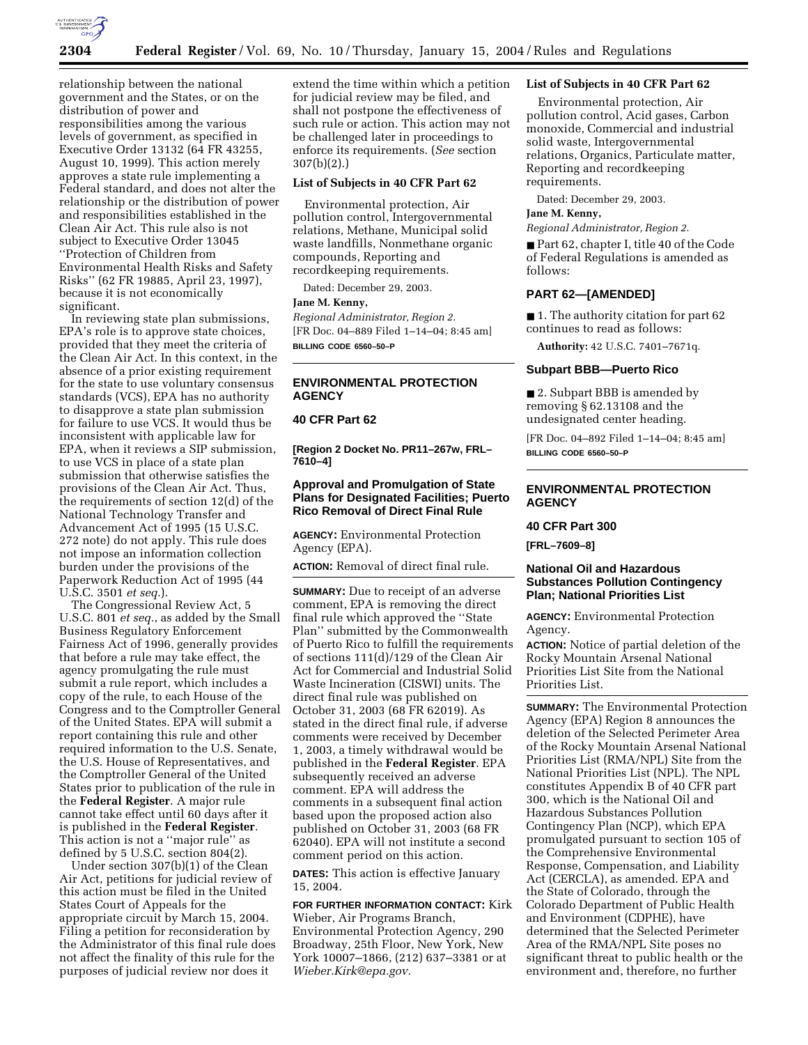relationship between the national government and the States, or on the distribution of power and responsibilities among the various levels of government, as specified in Executive Order 13132 (64 FR 43255, August 10, 1999). This action merely approves a state rule implementing a Federal standard, and does not alter the relationship or the distribution of power and responsibilities established in the Clean Air Act. This rule also is not subject to Executive Order 13045 ''Protection of Children from Environmental Health Risks and Safety Risks'' (62 FR 19885, April 23, 1997), because it is not economically significant.

In reviewing state plan submissions, EPA's role is to approve state choices, provided that they meet the criteria of the Clean Air Act. In this context, in the absence of a prior existing requirement for the state to use voluntary consensus standards (VCS), EPA has no authority to disapprove a state plan submission for failure to use VCS. It would thus be inconsistent with applicable law for EPA, when it reviews a SIP submission, to use VCS in place of a state plan submission that otherwise satisfies the provisions of the Clean Air Act. Thus, the requirements of section 12(d) of the National Technology Transfer and Advancement Act of 1995 (15 U.S.C. 272 note) do not apply. This rule does not impose an information collection burden under the provisions of the Paperwork Reduction Act of 1995 (44 U.S.C. 3501 *et seq.*).

The Congressional Review Act, 5 U.S.C. 801 *et seq.*, as added by the Small Business Regulatory Enforcement Fairness Act of 1996, generally provides that before a rule may take effect, the agency promulgating the rule must submit a rule report, which includes a copy of the rule, to each House of the Congress and to the Comptroller General of the United States. EPA will submit a report containing this rule and other required information to the U.S. Senate, the U.S. House of Representatives, and the Comptroller General of the United States prior to publication of the rule in the **Federal Register**. A major rule cannot take effect until 60 days after it is published in the **Federal Register**. This action is not a ''major rule'' as defined by 5 U.S.C. section 804(2).

Under section 307(b)(1) of the Clean Air Act, petitions for judicial review of this action must be filed in the United States Court of Appeals for the appropriate circuit by March 15, 2004. Filing a petition for reconsideration by the Administrator of this final rule does not affect the finality of this rule for the purposes of judicial review nor does it extend the time within which a petition for judicial review may be filed, and shall not postpone the effectiveness of such rule or action. This action may not be challenged later in proceedings to enforce its requirements. (*See* section 307(b)(2).)

**List of Subjects in 40 CFR Part 62**

Environmental protection, Air pollution control, Intergovernmental relations, Methane, Municipal solid waste landfills, Nonmethane organic compounds, Reporting and recordkeeping requirements.

Dated: December 29, 2003.

**Jane M. Kenny,**

*Regional Administrator, Region 2.*

[FR Doc. 04–889 Filed 1–14–04; 8:45 am]

**BILLING CODE 6560–50–P**

## ENVIRONMENTAL PROTECTION AGENCY

### 40 CFR Part 62

**[Region 2 Docket No. PR11–267w, FRL–7610–4]**

### Approval and Promulgation of State Plans for Designated Facilities; Puerto Rico Removal of Direct Final Rule

**AGENCY:** Environmental Protection Agency (EPA).

**ACTION:** Removal of direct final rule.

**SUMMARY:** Due to receipt of an adverse comment, EPA is removing the direct final rule which approved the ''State Plan'' submitted by the Commonwealth of Puerto Rico to fulfill the requirements of sections 111(d)/129 of the Clean Air Act for Commercial and Industrial Solid Waste Incineration (CISWI) units. The direct final rule was published on October 31, 2003 (68 FR 62019). As stated in the direct final rule, if adverse comments were received by December 1, 2003, a timely withdrawal would be published in the **Federal Register**. EPA subsequently received an adverse comment. EPA will address the comments in a subsequent final action based upon the proposed action also published on October 31, 2003 (68 FR 62040). EPA will not institute a second comment period on this action.

**DATES:** This action is effective January 15, 2004.

**FOR FURTHER INFORMATION CONTACT:** Kirk Wieber, Air Programs Branch, Environmental Protection Agency, 290 Broadway, 25th Floor, New York, New York 10007–1866, (212) 637–3381 or at *Wieber.Kirk@epa.gov.*

**List of Subjects in 40 CFR Part 62**

Environmental protection, Air pollution control, Acid gases, Carbon monoxide, Commercial and industrial solid waste, Intergovernmental relations, Organics, Particulate matter, Reporting and recordkeeping requirements.

Dated: December 29, 2003.

**Jane M. Kenny,**

*Regional Administrator, Region 2.*

■ Part 62, chapter I, title 40 of the Code of Federal Regulations is amended as follows:

### PART 62—[AMENDED]

■ 1. The authority citation for part 62 continues to read as follows:

**Authority:** 42 U.S.C. 7401–7671q.

### Subpart BBB—Puerto Rico

■ 2. Subpart BBB is amended by removing § 62.13108 and the undesignated center heading.

[FR Doc. 04–892 Filed 1–14–04; 8:45 am]

**BILLING CODE 6560–50–P**

## ENVIRONMENTAL PROTECTION AGENCY

### 40 CFR Part 300

**[FRL–7609–8]**

### National Oil and Hazardous Substances Pollution Contingency Plan; National Priorities List

**AGENCY:** Environmental Protection Agency.

**ACTION:** Notice of partial deletion of the Rocky Mountain Arsenal National Priorities List Site from the National Priorities List.

**SUMMARY:** The Environmental Protection Agency (EPA) Region 8 announces the deletion of the Selected Perimeter Area of the Rocky Mountain Arsenal National Priorities List (RMA/NPL) Site from the National Priorities List (NPL). The NPL constitutes Appendix B of 40 CFR part 300, which is the National Oil and Hazardous Substances Pollution Contingency Plan (NCP), which EPA promulgated pursuant to section 105 of the Comprehensive Environmental Response, Compensation, and Liability Act (CERCLA), as amended. EPA and the State of Colorado, through the Colorado Department of Public Health and Environment (CDPHE), have determined that the Selected Perimeter Area of the RMA/NPL Site poses no significant threat to public health or the environment and, therefore, no further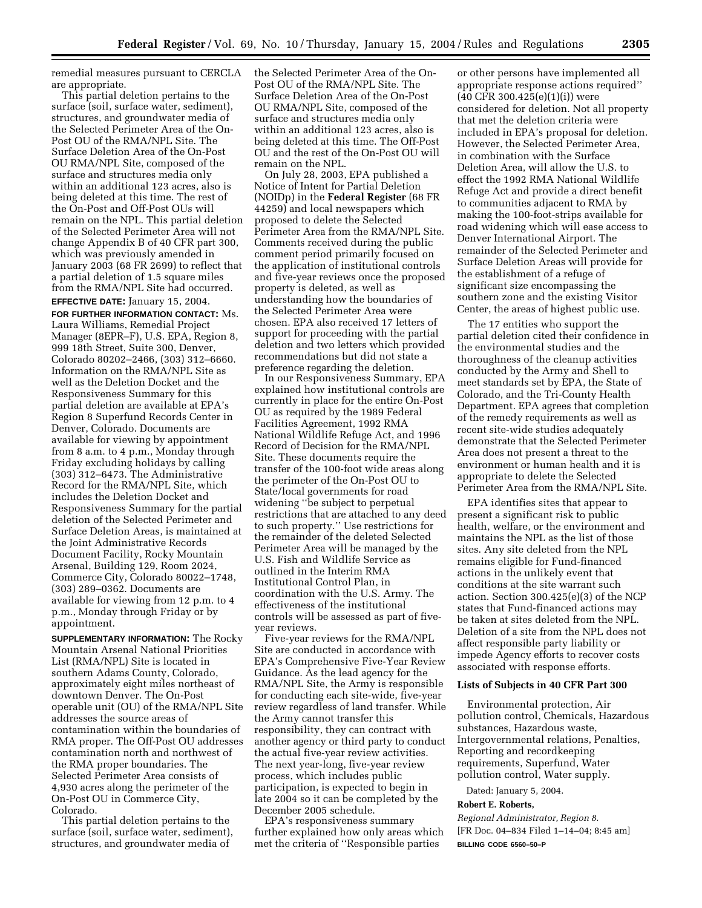remedial measures pursuant to CERCLA are appropriate.

This partial deletion pertains to the surface (soil, surface water, sediment), structures, and groundwater media of the Selected Perimeter Area of the On-Post OU of the RMA/NPL Site. The Surface Deletion Area of the On-Post OU RMA/NPL Site, composed of the surface and structures media only within an additional 123 acres, also is being deleted at this time. The rest of the On-Post and Off-Post OUs will remain on the NPL. This partial deletion of the Selected Perimeter Area will not change Appendix B of 40 CFR part 300, which was previously amended in January 2003 (68 FR 2699) to reflect that a partial deletion of 1.5 square miles from the RMA/NPL Site had occurred.

**EFFECTIVE DATE:** January 15, 2004.

**FOR FURTHER INFORMATION CONTACT:** Ms. Laura Williams, Remedial Project Manager (8EPR–F), U.S. EPA, Region 8, 999 18th Street, Suite 300, Denver, Colorado 80202–2466, (303) 312–6660. Information on the RMA/NPL Site as well as the Deletion Docket and the Responsiveness Summary for this partial deletion are available at EPA's Region 8 Superfund Records Center in Denver, Colorado. Documents are available for viewing by appointment from 8 a.m. to 4 p.m., Monday through Friday excluding holidays by calling (303) 312–6473. The Administrative Record for the RMA/NPL Site, which includes the Deletion Docket and Responsiveness Summary for the partial deletion of the Selected Perimeter and Surface Deletion Areas, is maintained at the Joint Administrative Records Document Facility, Rocky Mountain Arsenal, Building 129, Room 2024, Commerce City, Colorado 80022–1748, (303) 289–0362. Documents are available for viewing from 12 p.m. to 4 p.m., Monday through Friday or by appointment.

**SUPPLEMENTARY INFORMATION:** The Rocky Mountain Arsenal National Priorities List (RMA/NPL) Site is located in southern Adams County, Colorado, approximately eight miles northeast of downtown Denver. The On-Post operable unit (OU) of the RMA/NPL Site addresses the source areas of contamination within the boundaries of RMA proper. The Off-Post OU addresses contamination north and northwest of the RMA proper boundaries. The Selected Perimeter Area consists of 4,930 acres along the perimeter of the On-Post OU in Commerce City, Colorado.

This partial deletion pertains to the surface (soil, surface water, sediment), structures, and groundwater media of the Selected Perimeter Area of the On-Post OU of the RMA/NPL Site. The Surface Deletion Area of the On-Post OU of the RMA/NPL Site, composed of the surface and structures media only within an additional 123 acres, also is being deleted at this time. The Off-Post OU and the rest of the On-Post OU will remain on the NPL.

On July 28, 2003, EPA published a Notice of Intent for Partial Deletion (NOIDp) in the **Federal Register** (68 FR 44259) and local newspapers which proposed to delete the Selected Perimeter Area from the RMA/NPL Site. Comments received during the public comment period primarily focused on the application of institutional controls and five-year reviews once the proposed property is deleted, as well as understanding how the boundaries of the Selected Perimeter Area were chosen. EPA also received 17 letters of support for proceeding with the partial deletion and two letters which provided recommendations but did not state a preference regarding the deletion.

In our Responsiveness Summary, EPA explained how institutional controls are currently in place for the entire On-Post OU as required by the 1989 Federal Facilities Agreement, 1992 RMA National Wildlife Refuge Act, and 1996 Record of Decision for the RMA/NPL Site. These documents require the transfer of the 100-foot wide areas along the perimeter of the On-Post OU to State/local governments for road widening ''be subject to perpetual restrictions that are attached to any deed to such property.'' Use restrictions for the remainder of the deleted Selected Perimeter Area will be managed by the U.S. Fish and Wildlife Service as outlined in the Interim RMA Institutional Control Plan, in coordination with the U.S. Army. The effectiveness of the institutional controls will be assessed as part of five-year reviews.

Five-year reviews for the RMA/NPL Site are conducted in accordance with EPA's Comprehensive Five-Year Review Guidance. As the lead agency for the RMA/NPL Site, the Army is responsible for conducting each site-wide, five-year review regardless of land transfer. While the Army cannot transfer this responsibility, they can contract with another agency or third party to conduct the actual five-year review activities. The next year-long, five-year review process, which includes public participation, is expected to begin in late 2004 so it can be completed by the December 2005 schedule.

EPA's responsiveness summary further explained how only areas which met the criteria of ''Responsible parties or other persons have implemented all appropriate response actions required'' (40 CFR 300.425(e)(1)(i)) were considered for deletion. Not all property that met the deletion criteria were included in EPA's proposal for deletion. However, the Selected Perimeter Area, in combination with the Surface Deletion Area, will allow the U.S. to effect the 1992 RMA National Wildlife Refuge Act and provide a direct benefit to communities adjacent to RMA by making the 100-foot-strips available for road widening which will ease access to Denver International Airport. The remainder of the Selected Perimeter and Surface Deletion Areas will provide for the establishment of a refuge of significant size encompassing the southern zone and the existing Visitor Center, the areas of highest public use.

The 17 entities who support the partial deletion cited their confidence in the environmental studies and the thoroughness of the cleanup activities conducted by the Army and Shell to meet standards set by EPA, the State of Colorado, and the Tri-County Health Department. EPA agrees that completion of the remedy requirements as well as recent site-wide studies adequately demonstrate that the Selected Perimeter Area does not present a threat to the environment or human health and it is appropriate to delete the Selected Perimeter Area from the RMA/NPL Site.

EPA identifies sites that appear to present a significant risk to public health, welfare, or the environment and maintains the NPL as the list of those sites. Any site deleted from the NPL remains eligible for Fund-financed actions in the unlikely event that conditions at the site warrant such action. Section 300.425(e)(3) of the NCP states that Fund-financed actions may be taken at sites deleted from the NPL. Deletion of a site from the NPL does not affect responsible party liability or impede Agency efforts to recover costs associated with response efforts.

### Lists of Subjects in 40 CFR Part 300

Environmental protection, Air pollution control, Chemicals, Hazardous substances, Hazardous waste, Intergovernmental relations, Penalties, Reporting and recordkeeping requirements, Superfund, Water pollution control, Water supply.

Dated: January 5, 2004.

**Robert E. Roberts,**

*Regional Administrator, Region 8.*

[FR Doc. 04–834 Filed 1–14–04; 8:45 am]

**BILLING CODE 6560–50–P**